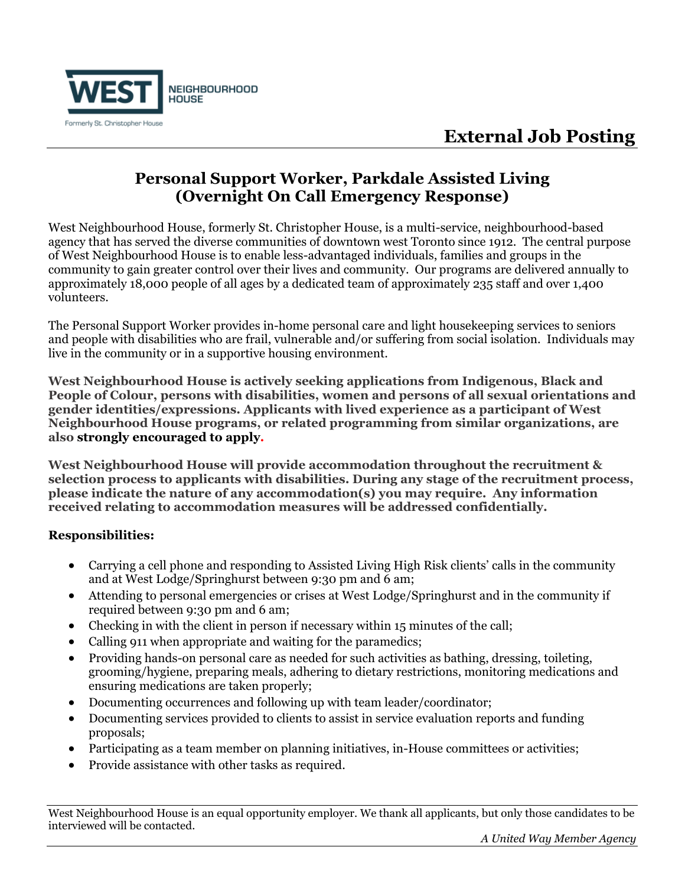WEST NEIGHBOURHOOD HOUSE

Formerly St. Christopher House

# External Job Posting

## Personal Support Worker, Parkdale Assisted Living (Overnight On Call Emergency Response)

West Neighbourhood House, formerly St. Christopher House, is a multi-service, neighbourhood-based agency that has served the diverse communities of downtown west Toronto since 1912. The central purpose of West Neighbourhood House is to enable less-advantaged individuals, families and groups in the community to gain greater control over their lives and community. Our programs are delivered annually to approximately 18,000 people of all ages by a dedicated team of approximately 235 staff and over 1,400 volunteers.

The Personal Support Worker provides in-home personal care and light housekeeping services to seniors and people with disabilities who are frail, vulnerable and/or suffering from social isolation. Individuals may live in the community or in a supportive housing environment.

**West Neighbourhood House is actively seeking applications from Indigenous, Black and People of Colour, persons with disabilities, women and persons of all sexual orientations and gender identities/expressions. Applicants with lived experience as a participant of West Neighbourhood House programs, or related programming from similar organizations, are also strongly encouraged to apply.**

**West Neighbourhood House will provide accommodation throughout the recruitment & selection process to applicants with disabilities. During any stage of the recruitment process, please indicate the nature of any accommodation(s) you may require. Any information received relating to accommodation measures will be addressed confidentially.**

**Responsibilities:**

- Carrying a cell phone and responding to Assisted Living High Risk clients' calls in the community and at West Lodge/Springhurst between 9:30 pm and 6 am;
- Attending to personal emergencies or crises at West Lodge/Springhurst and in the community if required between 9:30 pm and 6 am;
- Checking in with the client in person if necessary within 15 minutes of the call;
- Calling 911 when appropriate and waiting for the paramedics;
- Providing hands-on personal care as needed for such activities as bathing, dressing, toileting, grooming/hygiene, preparing meals, adhering to dietary restrictions, monitoring medications and ensuring medications are taken properly;
- Documenting occurrences and following up with team leader/coordinator;
- Documenting services provided to clients to assist in service evaluation reports and funding proposals;
- Participating as a team member on planning initiatives, in-House committees or activities;
- Provide assistance with other tasks as required.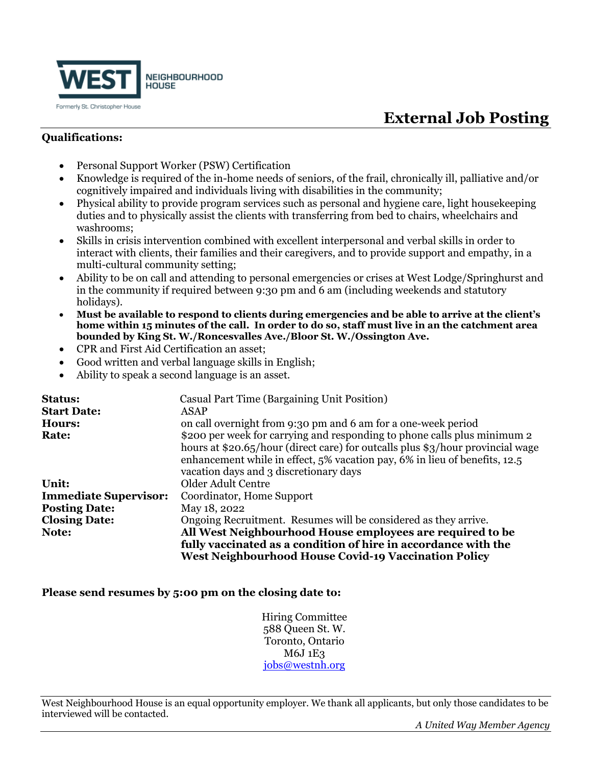WEST NEIGHBOURHOOD HOUSE

Formerly St. Christopher House

# External Job Posting

**Qualifications:**

- Personal Support Worker (PSW) Certification
- Knowledge is required of the in-home needs of seniors, of the frail, chronically ill, palliative and/or cognitively impaired and individuals living with disabilities in the community;
- Physical ability to provide program services such as personal and hygiene care, light housekeeping duties and to physically assist the clients with transferring from bed to chairs, wheelchairs and washrooms;
- Skills in crisis intervention combined with excellent interpersonal and verbal skills in order to interact with clients, their families and their caregivers, and to provide support and empathy, in a multi-cultural community setting;
- Ability to be on call and attending to personal emergencies or crises at West Lodge/Springhurst and in the community if required between 9:30 pm and 6 am (including weekends and statutory holidays).
- **Must be available to respond to clients during emergencies and be able to arrive at the client's home within 15 minutes of the call. In order to do so, staff must live in an the catchment area bounded by King St. W./Roncesvalles Ave./Bloor St. W./Ossington Ave.**
- CPR and First Aid Certification an asset;
- Good written and verbal language skills in English;
- Ability to speak a second language is an asset.

| | |
|---|---|
| **Status:** | Casual Part Time (Bargaining Unit Position) |
| **Start Date:** | ASAP |
| **Hours:** | on call overnight from 9:30 pm and 6 am for a one-week period |
| **Rate:** | $200 per week for carrying and responding to phone calls plus minimum 2 hours at $20.65/hour (direct care) for outcalls plus $3/hour provincial wage enhancement while in effect, 5% vacation pay, 6% in lieu of benefits, 12.5 vacation days and 3 discretionary days |
| **Unit:** | Older Adult Centre |
| **Immediate Supervisor:** | Coordinator, Home Support |
| **Posting Date:** | May 18, 2022 |
| **Closing Date:** | Ongoing Recruitment. Resumes will be considered as they arrive. |
| **Note:** | **All West Neighbourhood House employees are required to be fully vaccinated as a condition of hire in accordance with the West Neighbourhood House Covid-19 Vaccination Policy** |

**Please send resumes by 5:00 pm on the closing date to:**

Hiring Committee
588 Queen St. W.
Toronto, Ontario
M6J 1E3
jobs@westnh.org

West Neighbourhood House is an equal opportunity employer. We thank all applicants, but only those candidates to be interviewed will be contacted.

*A United Way Member Agency*